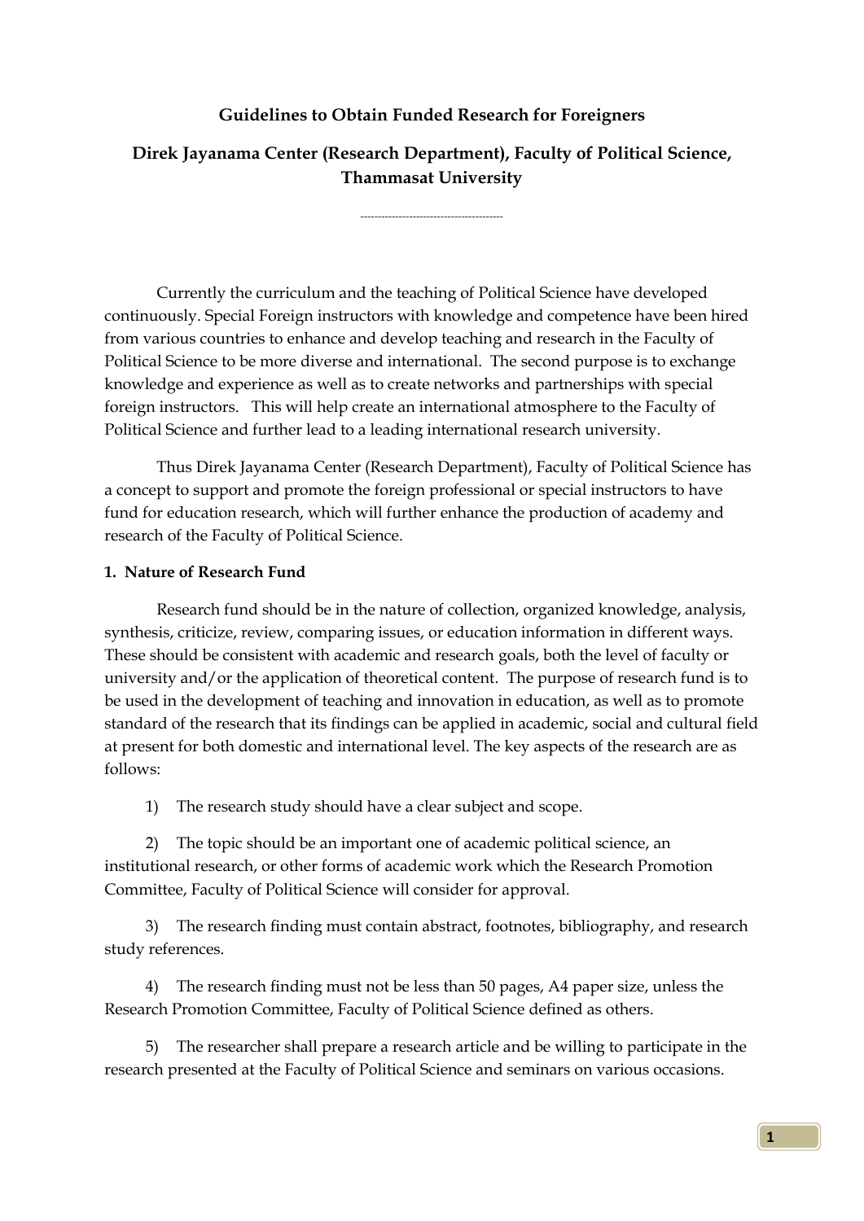**Guidelines to Obtain Funded Research for Foreigners**

**Direk Jayanama Center (Research Department), Faculty of Political Science, Thammasat University**

-----------------------------------------

Currently the curriculum and the teaching of Political Science have developed continuously. Special Foreign instructors with knowledge and competence have been hired from various countries to enhance and develop teaching and research in the Faculty of Political Science to be more diverse and international. The second purpose is to exchange knowledge and experience as well as to create networks and partnerships with special foreign instructors. This will help create an international atmosphere to the Faculty of Political Science and further lead to a leading international research university.

Thus Direk Jayanama Center (Research Department), Faculty of Political Science has a concept to support and promote the foreign professional or special instructors to have fund for education research, which will further enhance the production of academy and research of the Faculty of Political Science.

**1. Nature of Research Fund**

Research fund should be in the nature of collection, organized knowledge, analysis, synthesis, criticize, review, comparing issues, or education information in different ways. These should be consistent with academic and research goals, both the level of faculty or university and/or the application of theoretical content. The purpose of research fund is to be used in the development of teaching and innovation in education, as well as to promote standard of the research that its findings can be applied in academic, social and cultural field at present for both domestic and international level. The key aspects of the research are as follows:

1) The research study should have a clear subject and scope.

2) The topic should be an important one of academic political science, an institutional research, or other forms of academic work which the Research Promotion Committee, Faculty of Political Science will consider for approval.

3) The research finding must contain abstract, footnotes, bibliography, and research study references.

4) The research finding must not be less than 50 pages, A4 paper size, unless the Research Promotion Committee, Faculty of Political Science defined as others.

5) The researcher shall prepare a research article and be willing to participate in the research presented at the Faculty of Political Science and seminars on various occasions.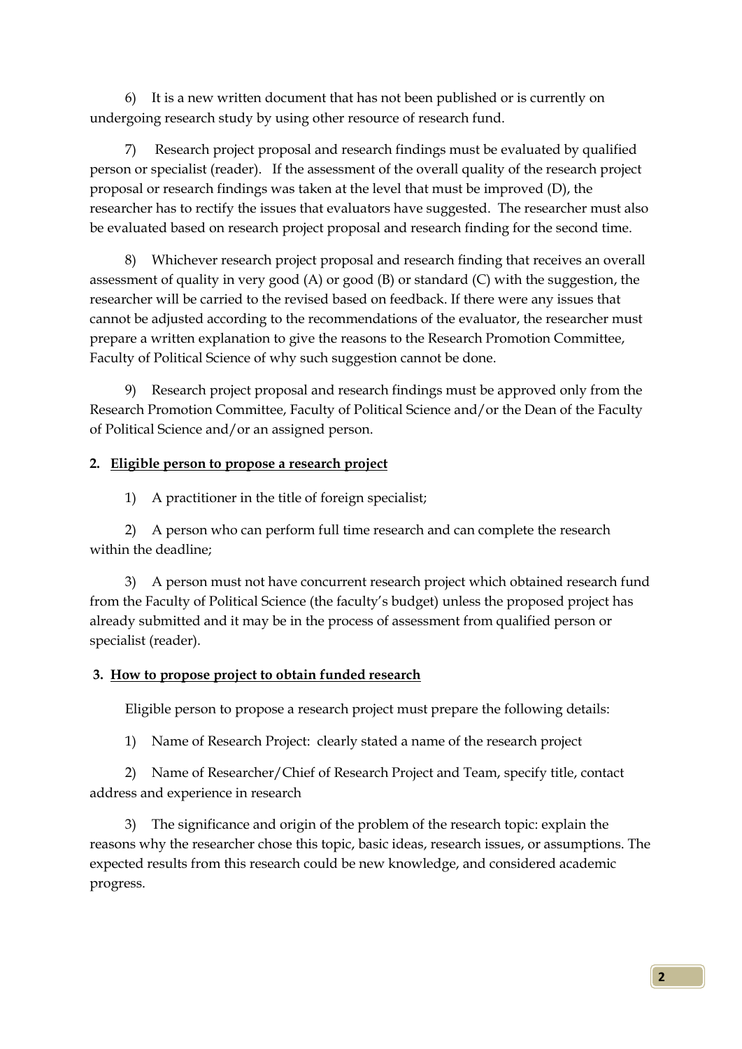6) It is a new written document that has not been published or is currently on undergoing research study by using other resource of research fund.

7) Research project proposal and research findings must be evaluated by qualified person or specialist (reader). If the assessment of the overall quality of the research project proposal or research findings was taken at the level that must be improved (D), the researcher has to rectify the issues that evaluators have suggested. The researcher must also be evaluated based on research project proposal and research finding for the second time.

8) Whichever research project proposal and research finding that receives an overall assessment of quality in very good (A) or good (B) or standard (C) with the suggestion, the researcher will be carried to the revised based on feedback. If there were any issues that cannot be adjusted according to the recommendations of the evaluator, the researcher must prepare a written explanation to give the reasons to the Research Promotion Committee, Faculty of Political Science of why such suggestion cannot be done.

9) Research project proposal and research findings must be approved only from the Research Promotion Committee, Faculty of Political Science and/or the Dean of the Faculty of Political Science and/or an assigned person.

**2. <u>Eligible person to propose a research project</u>**

1) A practitioner in the title of foreign specialist;

2) A person who can perform full time research and can complete the research within the deadline;

3) A person must not have concurrent research project which obtained research fund from the Faculty of Political Science (the faculty's budget) unless the proposed project has already submitted and it may be in the process of assessment from qualified person or specialist (reader).

**3. <u>How to propose project to obtain funded research</u>**

Eligible person to propose a research project must prepare the following details:

1) Name of Research Project: clearly stated a name of the research project

2) Name of Researcher/Chief of Research Project and Team, specify title, contact address and experience in research

3) The significance and origin of the problem of the research topic: explain the reasons why the researcher chose this topic, basic ideas, research issues, or assumptions. The expected results from this research could be new knowledge, and considered academic progress.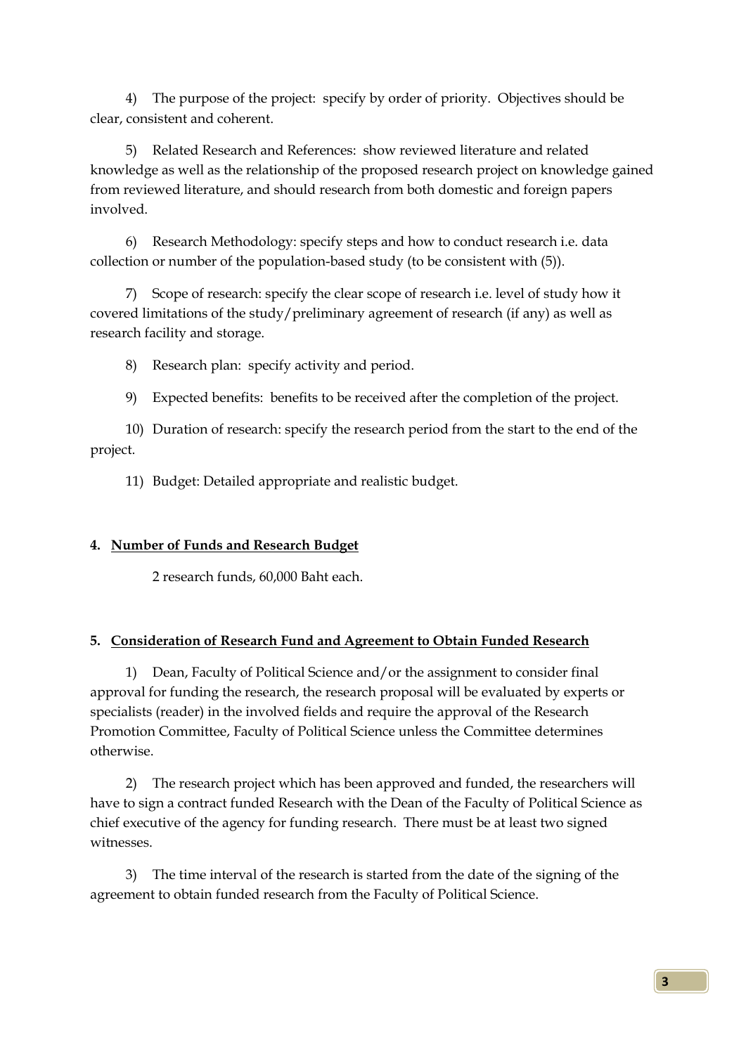4) The purpose of the project: specify by order of priority. Objectives should be clear, consistent and coherent.

5) Related Research and References: show reviewed literature and related knowledge as well as the relationship of the proposed research project on knowledge gained from reviewed literature, and should research from both domestic and foreign papers involved.

6) Research Methodology: specify steps and how to conduct research i.e. data collection or number of the population-based study (to be consistent with (5)).

7) Scope of research: specify the clear scope of research i.e. level of study how it covered limitations of the study/preliminary agreement of research (if any) as well as research facility and storage.

8) Research plan: specify activity and period.

9) Expected benefits: benefits to be received after the completion of the project.

10) Duration of research: specify the research period from the start to the end of the project.

11) Budget: Detailed appropriate and realistic budget.

**4. Number of Funds and Research Budget**

2 research funds, 60,000 Baht each.

**5. Consideration of Research Fund and Agreement to Obtain Funded Research**

1) Dean, Faculty of Political Science and/or the assignment to consider final approval for funding the research, the research proposal will be evaluated by experts or specialists (reader) in the involved fields and require the approval of the Research Promotion Committee, Faculty of Political Science unless the Committee determines otherwise.

2) The research project which has been approved and funded, the researchers will have to sign a contract funded Research with the Dean of the Faculty of Political Science as chief executive of the agency for funding research. There must be at least two signed witnesses.

3) The time interval of the research is started from the date of the signing of the agreement to obtain funded research from the Faculty of Political Science.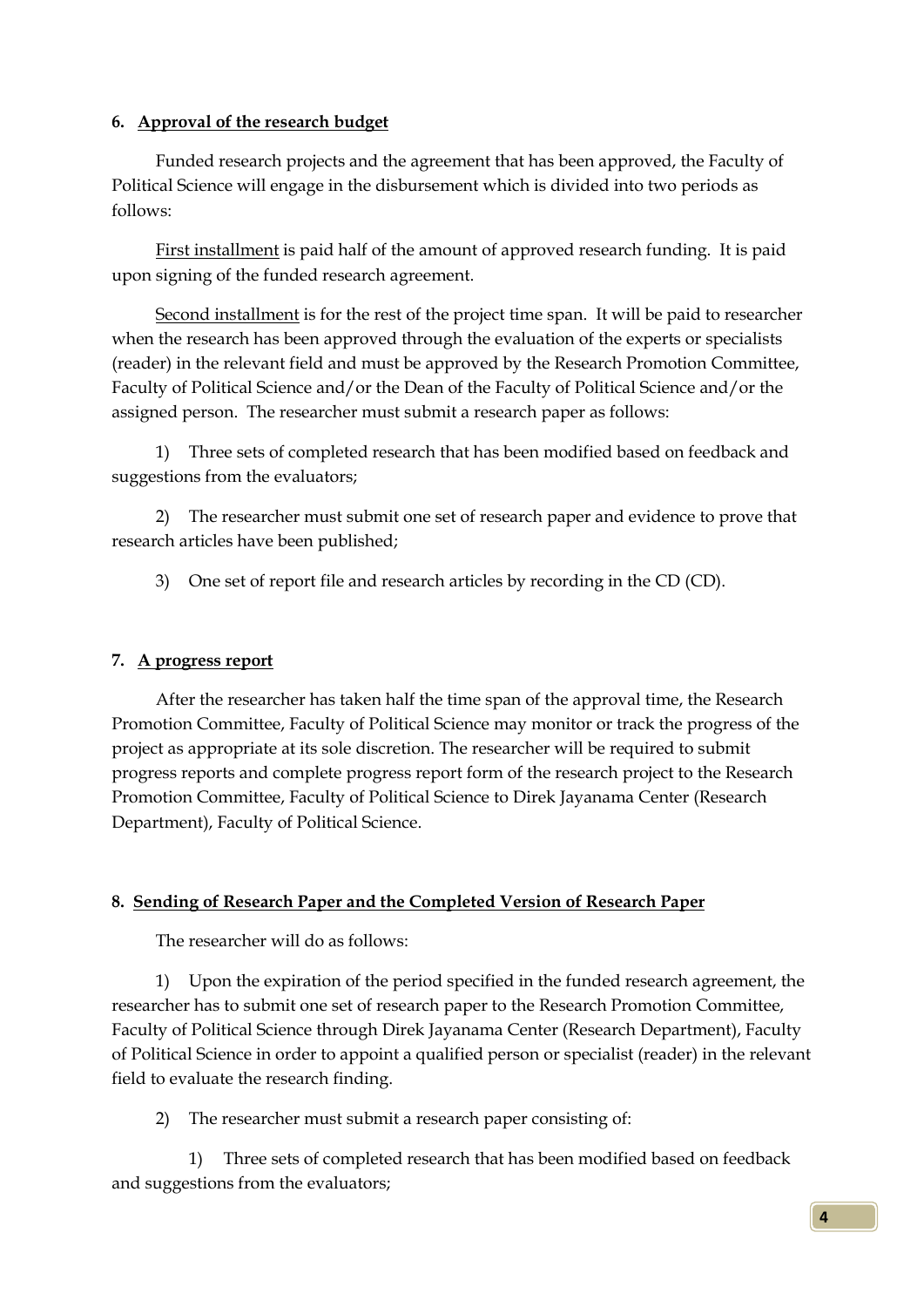**6. <u>Approval of the research budget</u>**

Funded research projects and the agreement that has been approved, the Faculty of Political Science will engage in the disbursement which is divided into two periods as follows:

<u>First installment</u> is paid half of the amount of approved research funding. It is paid upon signing of the funded research agreement.

<u>Second installment</u> is for the rest of the project time span. It will be paid to researcher when the research has been approved through the evaluation of the experts or specialists (reader) in the relevant field and must be approved by the Research Promotion Committee, Faculty of Political Science and/or the Dean of the Faculty of Political Science and/or the assigned person. The researcher must submit a research paper as follows:

1) Three sets of completed research that has been modified based on feedback and suggestions from the evaluators;

2) The researcher must submit one set of research paper and evidence to prove that research articles have been published;

3) One set of report file and research articles by recording in the CD (CD).

**7. <u>A progress report</u>**

After the researcher has taken half the time span of the approval time, the Research Promotion Committee, Faculty of Political Science may monitor or track the progress of the project as appropriate at its sole discretion. The researcher will be required to submit progress reports and complete progress report form of the research project to the Research Promotion Committee, Faculty of Political Science to Direk Jayanama Center (Research Department), Faculty of Political Science.

**8. <u>Sending of Research Paper and the Completed Version of Research Paper</u>**

The researcher will do as follows:

1) Upon the expiration of the period specified in the funded research agreement, the researcher has to submit one set of research paper to the Research Promotion Committee, Faculty of Political Science through Direk Jayanama Center (Research Department), Faculty of Political Science in order to appoint a qualified person or specialist (reader) in the relevant field to evaluate the research finding.

2) The researcher must submit a research paper consisting of:

1) Three sets of completed research that has been modified based on feedback and suggestions from the evaluators;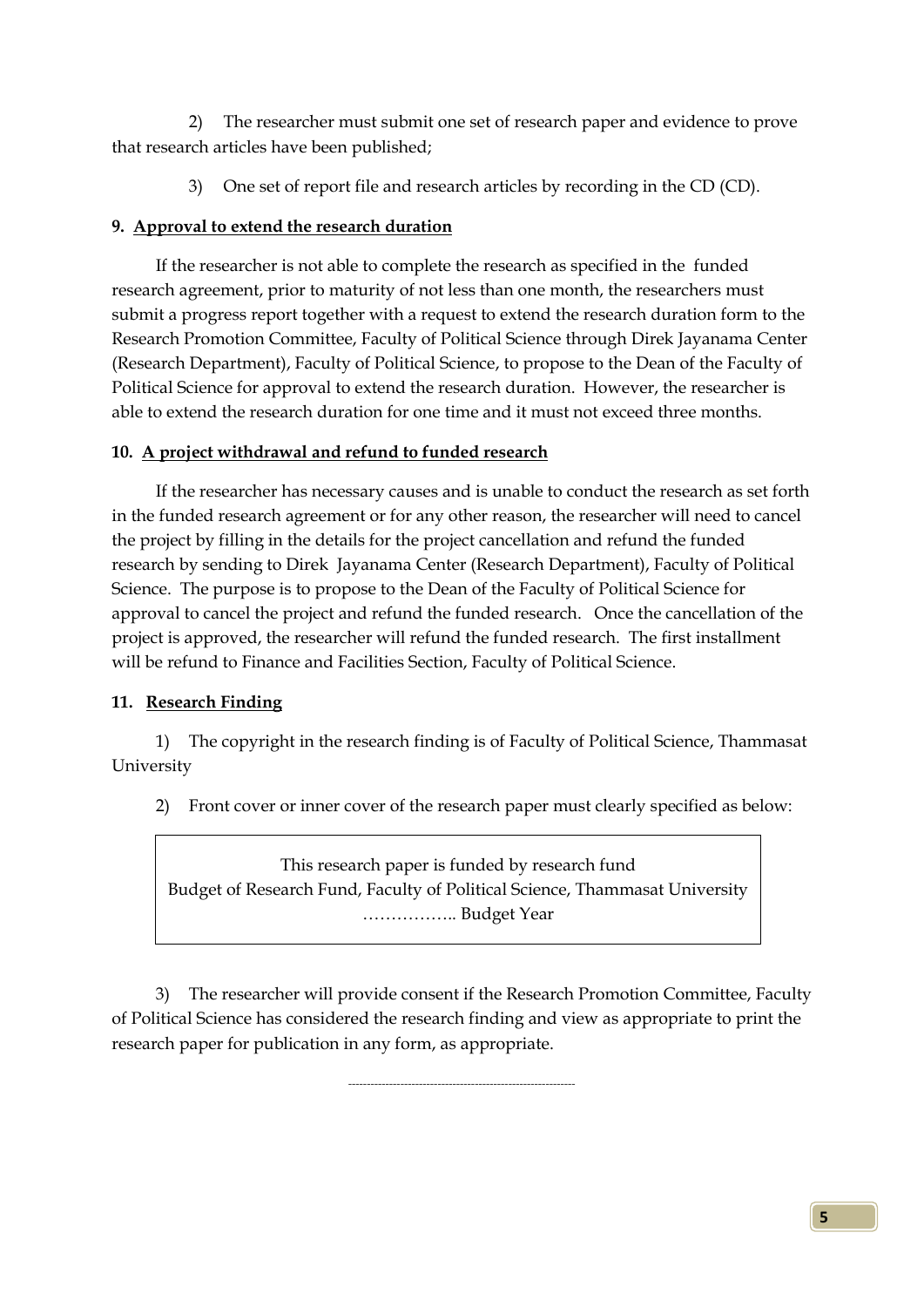2) The researcher must submit one set of research paper and evidence to prove that research articles have been published;

3) One set of report file and research articles by recording in the CD (CD).

**9. Approval to extend the research duration**

If the researcher is not able to complete the research as specified in the funded research agreement, prior to maturity of not less than one month, the researchers must submit a progress report together with a request to extend the research duration form to the Research Promotion Committee, Faculty of Political Science through Direk Jayanama Center (Research Department), Faculty of Political Science, to propose to the Dean of the Faculty of Political Science for approval to extend the research duration. However, the researcher is able to extend the research duration for one time and it must not exceed three months.

**10. A project withdrawal and refund to funded research**

If the researcher has necessary causes and is unable to conduct the research as set forth in the funded research agreement or for any other reason, the researcher will need to cancel the project by filling in the details for the project cancellation and refund the funded research by sending to Direk Jayanama Center (Research Department), Faculty of Political Science. The purpose is to propose to the Dean of the Faculty of Political Science for approval to cancel the project and refund the funded research. Once the cancellation of the project is approved, the researcher will refund the funded research. The first installment will be refund to Finance and Facilities Section, Faculty of Political Science.

**11. Research Finding**

1) The copyright in the research finding is of Faculty of Political Science, Thammasat University

2) Front cover or inner cover of the research paper must clearly specified as below:

| |
|---|
| This research paper is funded by research fund<br>Budget of Research Fund, Faculty of Political Science, Thammasat University<br>…………….. Budget Year |

3) The researcher will provide consent if the Research Promotion Committee, Faculty of Political Science has considered the research finding and view as appropriate to print the research paper for publication in any form, as appropriate.

---